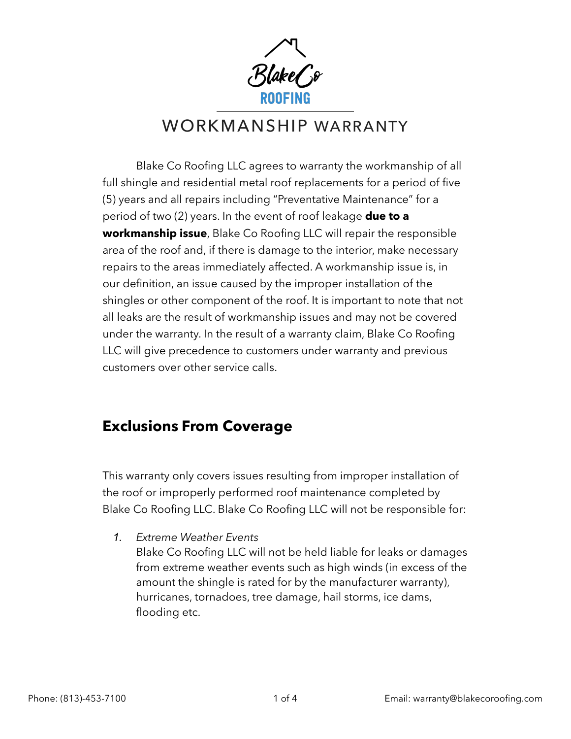BlakeCo
ROOFING

# WORKMANSHIP WARRANTY

Blake Co Roofing LLC agrees to warranty the workmanship of all full shingle and residential metal roof replacements for a period of five (5) years and all repairs including "Preventative Maintenance" for a period of two (2) years. In the event of roof leakage **due to a workmanship issue**, Blake Co Roofing LLC will repair the responsible area of the roof and, if there is damage to the interior, make necessary repairs to the areas immediately affected. A workmanship issue is, in our definition, an issue caused by the improper installation of the shingles or other component of the roof. It is important to note that not all leaks are the result of workmanship issues and may not be covered under the warranty. In the result of a warranty claim, Blake Co Roofing LLC will give precedence to customers under warranty and previous customers over other service calls.

## Exclusions From Coverage

This warranty only covers issues resulting from improper installation of the roof or improperly performed roof maintenance completed by Blake Co Roofing LLC. Blake Co Roofing LLC will not be responsible for:

1. *Extreme Weather Events*
   Blake Co Roofing LLC will not be held liable for leaks or damages from extreme weather events such as high winds (in excess of the amount the shingle is rated for by the manufacturer warranty), hurricanes, tornadoes, tree damage, hail storms, ice dams, flooding etc.

Phone: (813)-453-7100

Email: warranty@blakecoroofing.com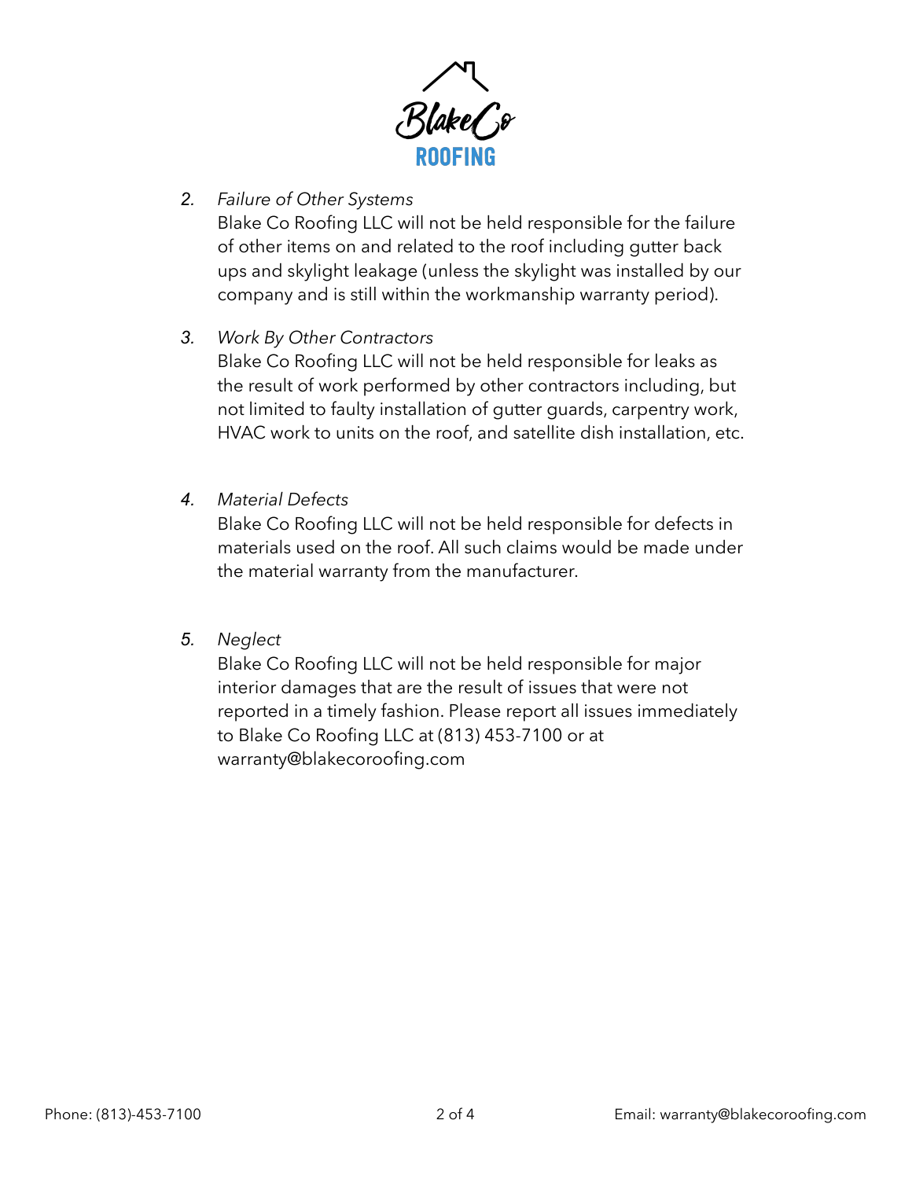2. *Failure of Other Systems*
   Blake Co Roofing LLC will not be held responsible for the failure of other items on and related to the roof including gutter back ups and skylight leakage (unless the skylight was installed by our company and is still within the workmanship warranty period).

3. *Work By Other Contractors*
   Blake Co Roofing LLC will not be held responsible for leaks as the result of work performed by other contractors including, but not limited to faulty installation of gutter guards, carpentry work, HVAC work to units on the roof, and satellite dish installation, etc.

4. *Material Defects*
   Blake Co Roofing LLC will not be held responsible for defects in materials used on the roof. All such claims would be made under the material warranty from the manufacturer.

5. *Neglect*
   Blake Co Roofing LLC will not be held responsible for major interior damages that are the result of issues that were not reported in a timely fashion. Please report all issues immediately to Blake Co Roofing LLC at (813) 453-7100 or at warranty@blakecoroofing.com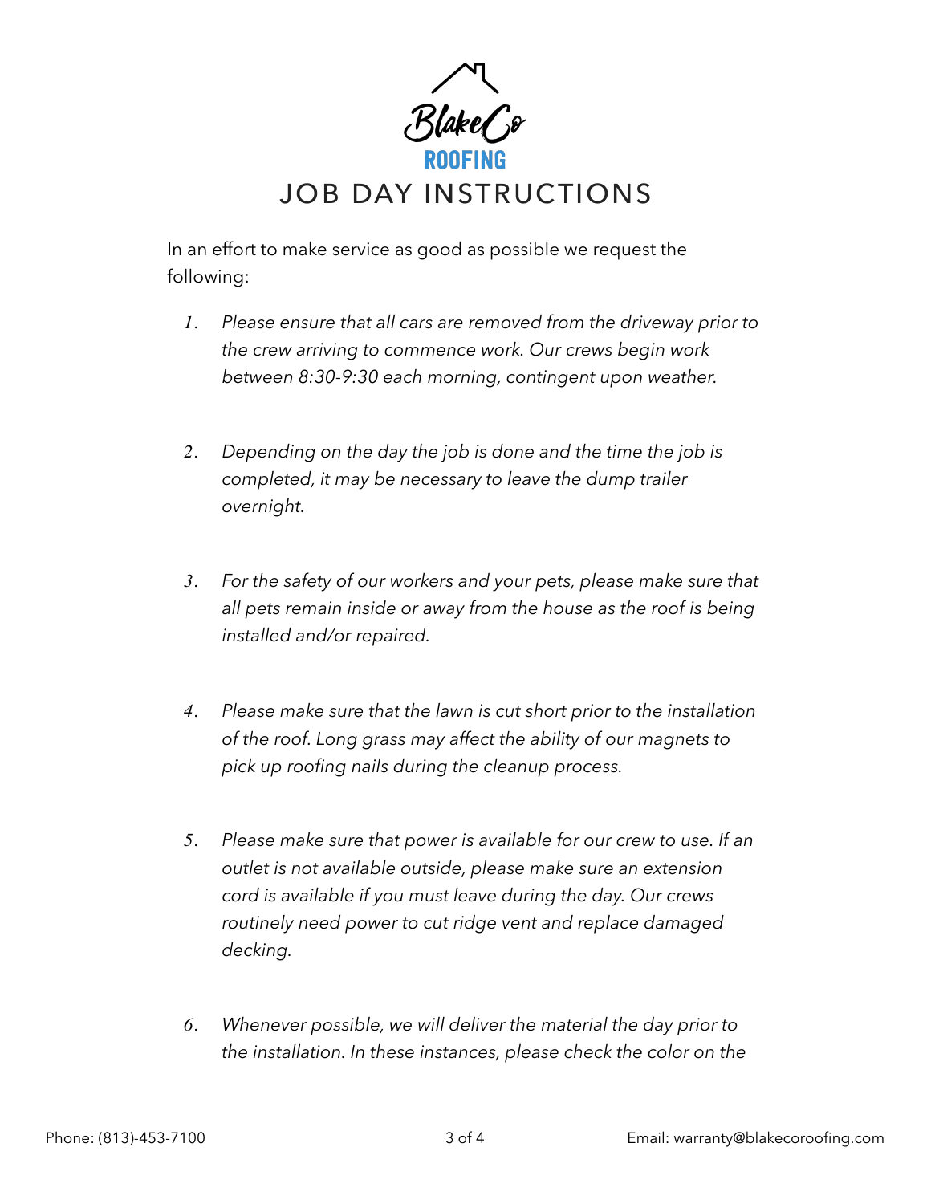BlakeCo

ROOFING

# JOB DAY INSTRUCTIONS

In an effort to make service as good as possible we request the following:

1. *Please ensure that all cars are removed from the driveway prior to the crew arriving to commence work. Our crews begin work between 8:30-9:30 each morning, contingent upon weather.*

2. *Depending on the day the job is done and the time the job is completed, it may be necessary to leave the dump trailer overnight.*

3. *For the safety of our workers and your pets, please make sure that all pets remain inside or away from the house as the roof is being installed and/or repaired.*

4. *Please make sure that the lawn is cut short prior to the installation of the roof. Long grass may affect the ability of our magnets to pick up roofing nails during the cleanup process.*

5. *Please make sure that power is available for our crew to use. If an outlet is not available outside, please make sure an extension cord is available if you must leave during the day. Our crews routinely need power to cut ridge vent and replace damaged decking.*

6. *Whenever possible, we will deliver the material the day prior to the installation. In these instances, please check the color on the*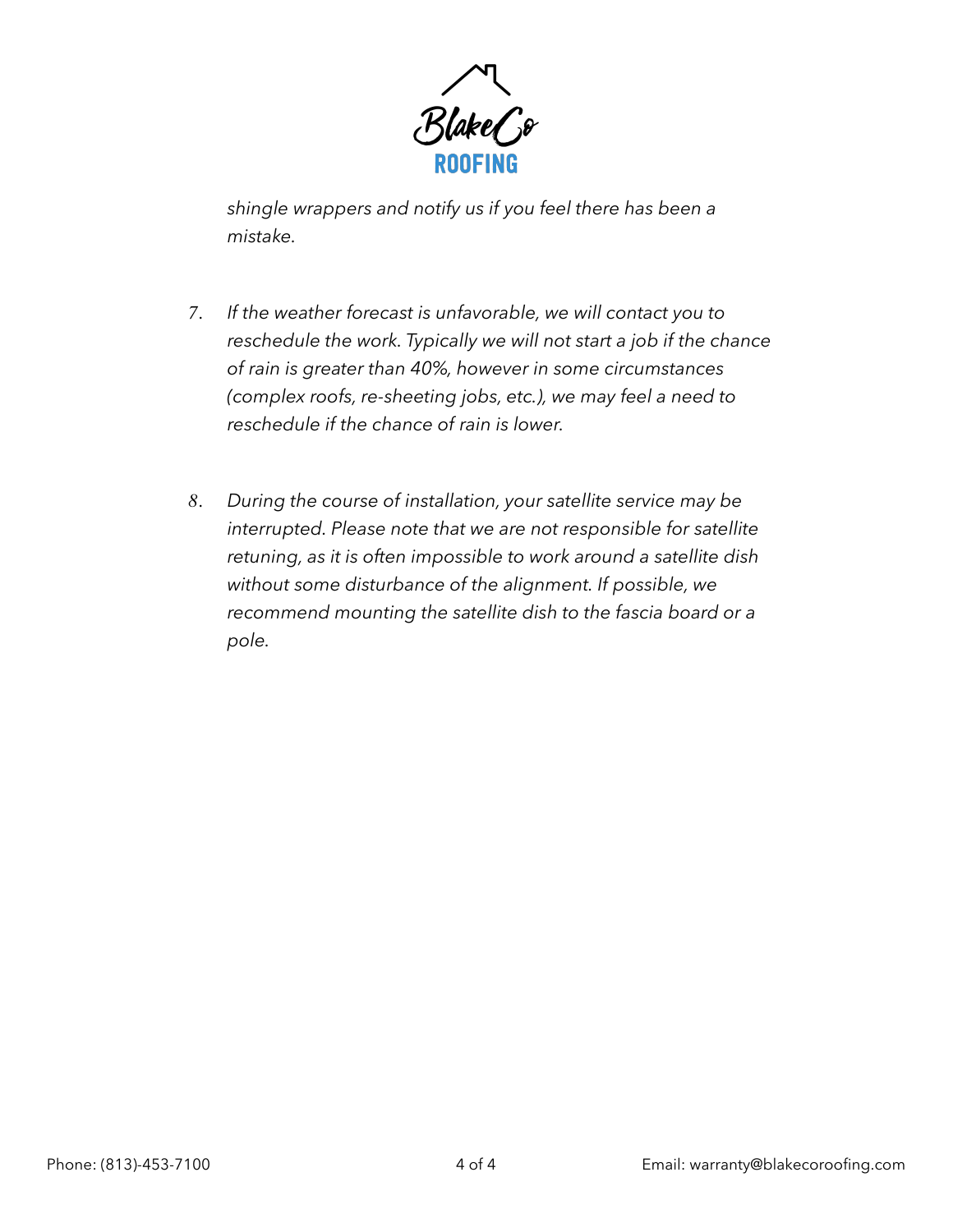*shingle wrappers and notify us if you feel there has been a mistake.*

7. *If the weather forecast is unfavorable, we will contact you to reschedule the work. Typically we will not start a job if the chance of rain is greater than 40%, however in some circumstances (complex roofs, re-sheeting jobs, etc.), we may feel a need to reschedule if the chance of rain is lower.*

8. *During the course of installation, your satellite service may be interrupted. Please note that we are not responsible for satellite retuning, as it is often impossible to work around a satellite dish without some disturbance of the alignment. If possible, we recommend mounting the satellite dish to the fascia board or a pole.*